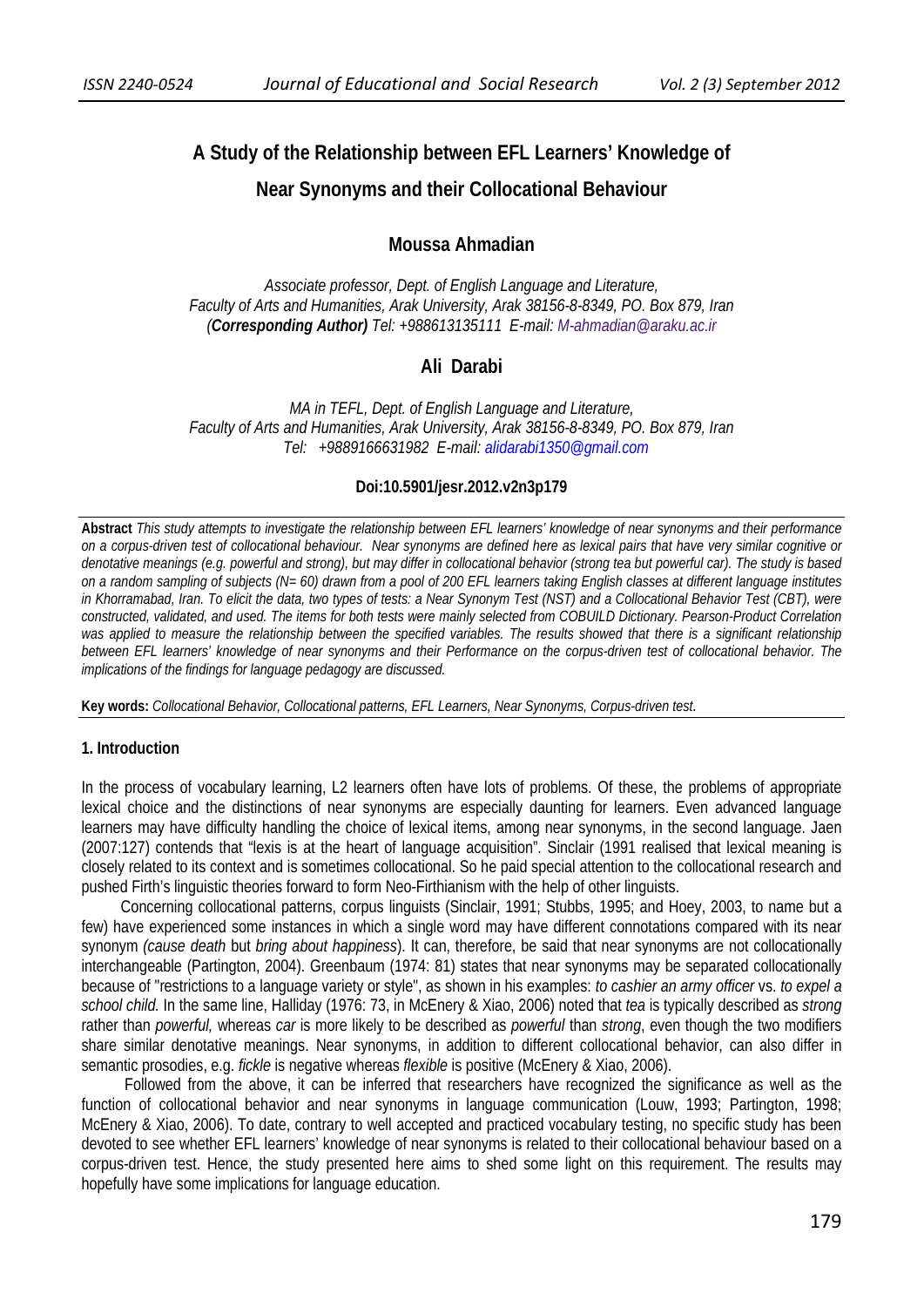# A Study of the Relationship between EFL Learners' Knowledge of Near Synonyms and their Collocational Behaviour

**Moussa Ahmadian**

*Associate professor, Dept. of English Language and Literature, Faculty of Arts and Humanities, Arak University, Arak 38156-8-8349, PO. Box 879, Iran (**Corresponding Author**) Tel: +988613135111 E-mail: M-ahmadian@araku.ac.ir*

**Ali Darabi**

*MA in TEFL, Dept. of English Language and Literature, Faculty of Arts and Humanities, Arak University, Arak 38156-8-8349, PO. Box 879, Iran Tel: +9889166631982 E-mail: alidarabi1350@gmail.com*

**Doi:10.5901/jesr.2012.v2n3p179**

**Abstract** *This study attempts to investigate the relationship between EFL learners' knowledge of near synonyms and their performance on a corpus-driven test of collocational behaviour. Near synonyms are defined here as lexical pairs that have very similar cognitive or denotative meanings (e.g. powerful and strong), but may differ in collocational behavior (strong tea but powerful car). The study is based on a random sampling of subjects (N= 60) drawn from a pool of 200 EFL learners taking English classes at different language institutes in Khorramabad, Iran. To elicit the data, two types of tests: a Near Synonym Test (NST) and a Collocational Behavior Test (CBT), were constructed, validated, and used. The items for both tests were mainly selected from COBUILD Dictionary. Pearson-Product Correlation was applied to measure the relationship between the specified variables. The results showed that there is a significant relationship between EFL learners' knowledge of near synonyms and their Performance on the corpus-driven test of collocational behavior. The implications of the findings for language pedagogy are discussed.*

**Key words:** *Collocational Behavior, Collocational patterns, EFL Learners, Near Synonyms, Corpus-driven test.*

## 1. Introduction

In the process of vocabulary learning, L2 learners often have lots of problems. Of these, the problems of appropriate lexical choice and the distinctions of near synonyms are especially daunting for learners. Even advanced language learners may have difficulty handling the choice of lexical items, among near synonyms, in the second language. Jaen (2007:127) contends that "lexis is at the heart of language acquisition". Sinclair (1991 realised that lexical meaning is closely related to its context and is sometimes collocational. So he paid special attention to the collocational research and pushed Firth's linguistic theories forward to form Neo-Firthianism with the help of other linguists.

Concerning collocational patterns, corpus linguists (Sinclair, 1991; Stubbs, 1995; and Hoey, 2003, to name but a few) have experienced some instances in which a single word may have different connotations compared with its near synonym *(cause death* but *bring about happiness*). It can, therefore, be said that near synonyms are not collocationally interchangeable (Partington, 2004). Greenbaum (1974: 81) states that near synonyms may be separated collocationally because of "restrictions to a language variety or style", as shown in his examples: *to cashier an army officer* vs. *to expel a school child.* In the same line, Halliday (1976: 73, in McEnery & Xiao, 2006) noted that *tea* is typically described as *strong* rather than *powerful,* whereas *car* is more likely to be described as *powerful* than *strong*, even though the two modifiers share similar denotative meanings. Near synonyms, in addition to different collocational behavior, can also differ in semantic prosodies, e.g. *fickle* is negative whereas *flexible* is positive (McEnery & Xiao, 2006).

Followed from the above, it can be inferred that researchers have recognized the significance as well as the function of collocational behavior and near synonyms in language communication (Louw, 1993; Partington, 1998; McEnery & Xiao, 2006). To date, contrary to well accepted and practiced vocabulary testing, no specific study has been devoted to see whether EFL learners' knowledge of near synonyms is related to their collocational behaviour based on a corpus-driven test. Hence, the study presented here aims to shed some light on this requirement. The results may hopefully have some implications for language education.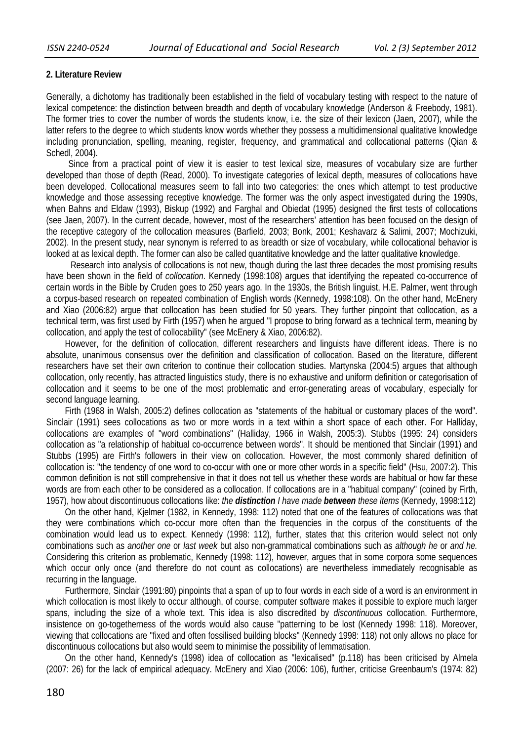**2. Literature Review**

Generally, a dichotomy has traditionally been established in the field of vocabulary testing with respect to the nature of lexical competence: the distinction between breadth and depth of vocabulary knowledge (Anderson & Freebody, 1981). The former tries to cover the number of words the students know, i.e. the size of their lexicon (Jaen, 2007), while the latter refers to the degree to which students know words whether they possess a multidimensional qualitative knowledge including pronunciation, spelling, meaning, register, frequency, and grammatical and collocational patterns (Qian & Schedl, 2004).

Since from a practical point of view it is easier to test lexical size, measures of vocabulary size are further developed than those of depth (Read, 2000). To investigate categories of lexical depth, measures of collocations have been developed. Collocational measures seem to fall into two categories: the ones which attempt to test productive knowledge and those assessing receptive knowledge. The former was the only aspect investigated during the 1990s, when Bahns and Eldaw (1993), Biskup (1992) and Farghal and Obiedat (1995) designed the first tests of collocations (see Jaen, 2007). In the current decade, however, most of the researchers' attention has been focused on the design of the receptive category of the collocation measures (Barfield, 2003; Bonk, 2001; Keshavarz & Salimi, 2007; Mochizuki, 2002). In the present study, near synonym is referred to as breadth or size of vocabulary, while collocational behavior is looked at as lexical depth. The former can also be called quantitative knowledge and the latter qualitative knowledge.

Research into analysis of collocations is not new, though during the last three decades the most promising results have been shown in the field of *collocation*. Kennedy (1998:108) argues that identifying the repeated co-occurrence of certain words in the Bible by Cruden goes to 250 years ago. In the 1930s, the British linguist, H.E. Palmer, went through a corpus-based research on repeated combination of English words (Kennedy, 1998:108). On the other hand, McEnery and Xiao (2006:82) argue that collocation has been studied for 50 years. They further pinpoint that collocation, as a technical term, was first used by Firth (1957) when he argued "I propose to bring forward as a technical term, meaning by collocation, and apply the test of collocability" (see McEnery & Xiao, 2006:82).

However, for the definition of collocation, different researchers and linguists have different ideas. There is no absolute, unanimous consensus over the definition and classification of collocation. Based on the literature, different researchers have set their own criterion to continue their collocation studies. Martynska (2004:5) argues that although collocation, only recently, has attracted linguistics study, there is no exhaustive and uniform definition or categorisation of collocation and it seems to be one of the most problematic and error-generating areas of vocabulary, especially for second language learning.

Firth (1968 in Walsh, 2005:2) defines collocation as "statements of the habitual or customary places of the word". Sinclair (1991) sees collocations as two or more words in a text within a short space of each other. For Halliday, collocations are examples of "word combinations" (Halliday, 1966 in Walsh, 2005:3). Stubbs (1995: 24) considers collocation as "a relationship of habitual co-occurrence between words". It should be mentioned that Sinclair (1991) and Stubbs (1995) are Firth's followers in their view on collocation. However, the most commonly shared definition of collocation is: "the tendency of one word to co-occur with one or more other words in a specific field" (Hsu, 2007:2). This common definition is not still comprehensive in that it does not tell us whether these words are habitual or how far these words are from each other to be considered as a collocation. If collocations are in a "habitual company" (coined by Firth, 1957), how about discontinuous collocations like: *the **distinction** I have made **between** these items* (Kennedy, 1998:112)

On the other hand, Kjelmer (1982, in Kennedy, 1998: 112) noted that one of the features of collocations was that they were combinations which co-occur more often than the frequencies in the corpus of the constituents of the combination would lead us to expect. Kennedy (1998: 112), further, states that this criterion would select not only combinations such as *another one* or *last week* but also non-grammatical combinations such as *although he* or *and he.* Considering this criterion as problematic, Kennedy (1998: 112), however, argues that in some corpora some sequences which occur only once (and therefore do not count as collocations) are nevertheless immediately recognisable as recurring in the language.

Furthermore, Sinclair (1991:80) pinpoints that a span of up to four words in each side of a word is an environment in which collocation is most likely to occur although, of course, computer software makes it possible to explore much larger spans, including the size of a whole text. This idea is also discredited by *discontinuous* collocation. Furthermore, insistence on go-togetherness of the words would also cause "patterning to be lost (Kennedy 1998: 118). Moreover, viewing that collocations are "fixed and often fossilised building blocks" (Kennedy 1998: 118) not only allows no place for discontinuous collocations but also would seem to minimise the possibility of lemmatisation.

On the other hand, Kennedy's (1998) idea of collocation as "lexicalised" (p.118) has been criticised by Almela (2007: 26) for the lack of empirical adequacy. McEnery and Xiao (2006: 106), further, criticise Greenbaum's (1974: 82)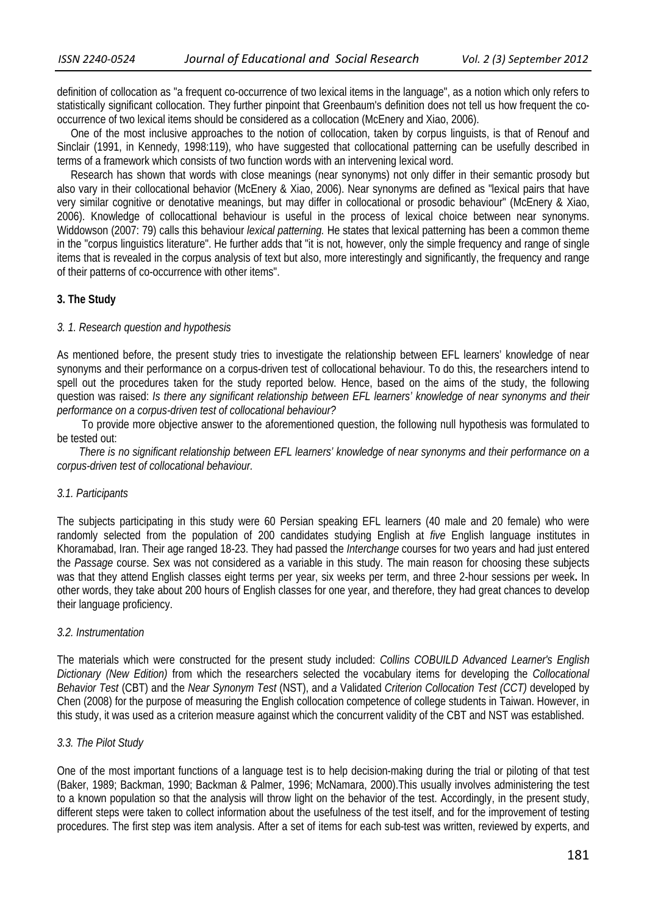definition of collocation as "a frequent co-occurrence of two lexical items in the language", as a notion which only refers to statistically significant collocation. They further pinpoint that Greenbaum's definition does not tell us how frequent the co-occurrence of two lexical items should be considered as a collocation (McEnery and Xiao, 2006).

One of the most inclusive approaches to the notion of collocation, taken by corpus linguists, is that of Renouf and Sinclair (1991, in Kennedy, 1998:119), who have suggested that collocational patterning can be usefully described in terms of a framework which consists of two function words with an intervening lexical word.

Research has shown that words with close meanings (near synonyms) not only differ in their semantic prosody but also vary in their collocational behavior (McEnery & Xiao, 2006). Near synonyms are defined as "lexical pairs that have very similar cognitive or denotative meanings, but may differ in collocational or prosodic behaviour" (McEnery & Xiao, 2006). Knowledge of collocattional behaviour is useful in the process of lexical choice between near synonyms. Widdowson (2007: 79) calls this behaviour *lexical patterning.* He states that lexical patterning has been a common theme in the "corpus linguistics literature". He further adds that "it is not, however, only the simple frequency and range of single items that is revealed in the corpus analysis of text but also, more interestingly and significantly, the frequency and range of their patterns of co-occurrence with other items".

### 3. The Study

#### *3. 1. Research question and hypothesis*

As mentioned before, the present study tries to investigate the relationship between EFL learners' knowledge of near synonyms and their performance on a corpus-driven test of collocational behaviour. To do this, the researchers intend to spell out the procedures taken for the study reported below. Hence, based on the aims of the study, the following question was raised: *Is there any significant relationship between EFL learners' knowledge of near synonyms and their performance on a corpus-driven test of collocational behaviour?*

To provide more objective answer to the aforementioned question, the following null hypothesis was formulated to be tested out:

*There is no significant relationship between EFL learners' knowledge of near synonyms and their performance on a corpus-driven test of collocational behaviour.*

#### *3.1. Participants*

The subjects participating in this study were 60 Persian speaking EFL learners (40 male and 20 female) who were randomly selected from the population of 200 candidates studying English at *five* English language institutes in Khoramabad, Iran. Their age ranged 18-23. They had passed the *Interchange* courses for two years and had just entered the *Passage* course. Sex was not considered as a variable in this study. The main reason for choosing these subjects was that they attend English classes eight terms per year, six weeks per term, and three 2-hour sessions per week**.** In other words, they take about 200 hours of English classes for one year, and therefore, they had great chances to develop their language proficiency.

#### *3.2. Instrumentation*

The materials which were constructed for the present study included: *Collins COBUILD Advanced Learner's English Dictionary (New Edition)* from which the researchers selected the vocabulary items for developing the *Collocational Behavior Test* (CBT) and the *Near Synonym Test* (NST), and *a* Validated *Criterion Collocation Test (CCT)* developed by Chen (2008) for the purpose of measuring the English collocation competence of college students in Taiwan. However, in this study, it was used as a criterion measure against which the concurrent validity of the CBT and NST was established.

#### *3.3. The Pilot Study*

One of the most important functions of a language test is to help decision-making during the trial or piloting of that test (Baker, 1989; Backman, 1990; Backman & Palmer, 1996; McNamara, 2000).This usually involves administering the test to a known population so that the analysis will throw light on the behavior of the test. Accordingly, in the present study, different steps were taken to collect information about the usefulness of the test itself, and for the improvement of testing procedures. The first step was item analysis. After a set of items for each sub-test was written, reviewed by experts, and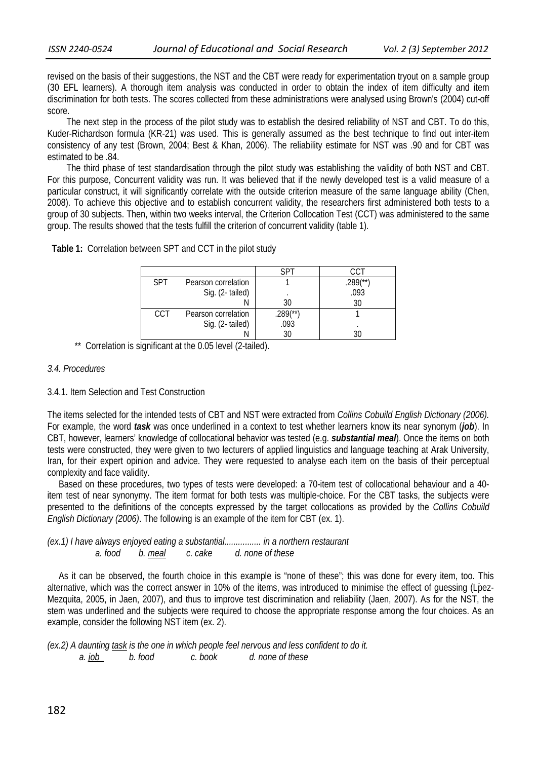revised on the basis of their suggestions, the NST and the CBT were ready for experimentation tryout on a sample group (30 EFL learners). A thorough item analysis was conducted in order to obtain the index of item difficulty and item discrimination for both tests. The scores collected from these administrations were analysed using Brown's (2004) cut-off score.

The next step in the process of the pilot study was to establish the desired reliability of NST and CBT. To do this, Kuder-Richardson formula (KR-21) was used. This is generally assumed as the best technique to find out inter-item consistency of any test (Brown, 2004; Best & Khan, 2006). The reliability estimate for NST was .90 and for CBT was estimated to be .84.

The third phase of test standardisation through the pilot study was establishing the validity of both NST and CBT. For this purpose, Concurrent validity was run. It was believed that if the newly developed test is a valid measure of a particular construct, it will significantly correlate with the outside criterion measure of the same language ability (Chen, 2008). To achieve this objective and to establish concurrent validity, the researchers first administered both tests to a group of 30 subjects. Then, within two weeks interval, the Criterion Collocation Test (CCT) was administered to the same group. The results showed that the tests fulfill the criterion of concurrent validity (table 1).

**Table 1:** Correlation between SPT and CCT in the pilot study

| | | SPT | CCT |
|---|---|---|---|
| SPT | Pearson correlation | 1 | .289(**) |
| | Sig. (2- tailed) | . | .093 |
| | N | 30 | 30 |
| CCT | Pearson correlation | .289(**) | 1 |
| | Sig. (2- tailed) | .093 | . |
| | N | 30 | 30 |

** Correlation is significant at the 0.05 level (2-tailed).

*3.4. Procedures*

3.4.1. Item Selection and Test Construction

The items selected for the intended tests of CBT and NST were extracted from *Collins Cobuild English Dictionary (2006).* For example, the word ***task*** was once underlined in a context to test whether learners know its near synonym (***job***). In CBT, however, learners' knowledge of collocational behavior was tested (e.g. ***substantial meal***). Once the items on both tests were constructed, they were given to two lecturers of applied linguistics and language teaching at Arak University, Iran, for their expert opinion and advice. They were requested to analyse each item on the basis of their perceptual complexity and face validity.

Based on these procedures, two types of tests were developed: a 70-item test of collocational behaviour and a 40-item test of near synonymy. The item format for both tests was multiple-choice. For the CBT tasks, the subjects were presented to the definitions of the concepts expressed by the target collocations as provided by the *Collins Cobuild English Dictionary (2006)*. The following is an example of the item for CBT (ex. 1).

*(ex.1) I have always enjoyed eating a substantial................ in a northern restaurant*
*a. food b. meal c. cake d. none of these*

As it can be observed, the fourth choice in this example is "none of these"; this was done for every item, too. This alternative, which was the correct answer in 10% of the items, was introduced to minimise the effect of guessing (Lṕez-Mezquita, 2005, in Jaen, 2007), and thus to improve test discrimination and reliability (Jaen, 2007). As for the NST, the stem was underlined and the subjects were required to choose the appropriate response among the four choices. As an example, consider the following NST item (ex. 2).

*(ex.2) A daunting task is the one in which people feel nervous and less confident to do it.*
*a. job b. food c. book d. none of these*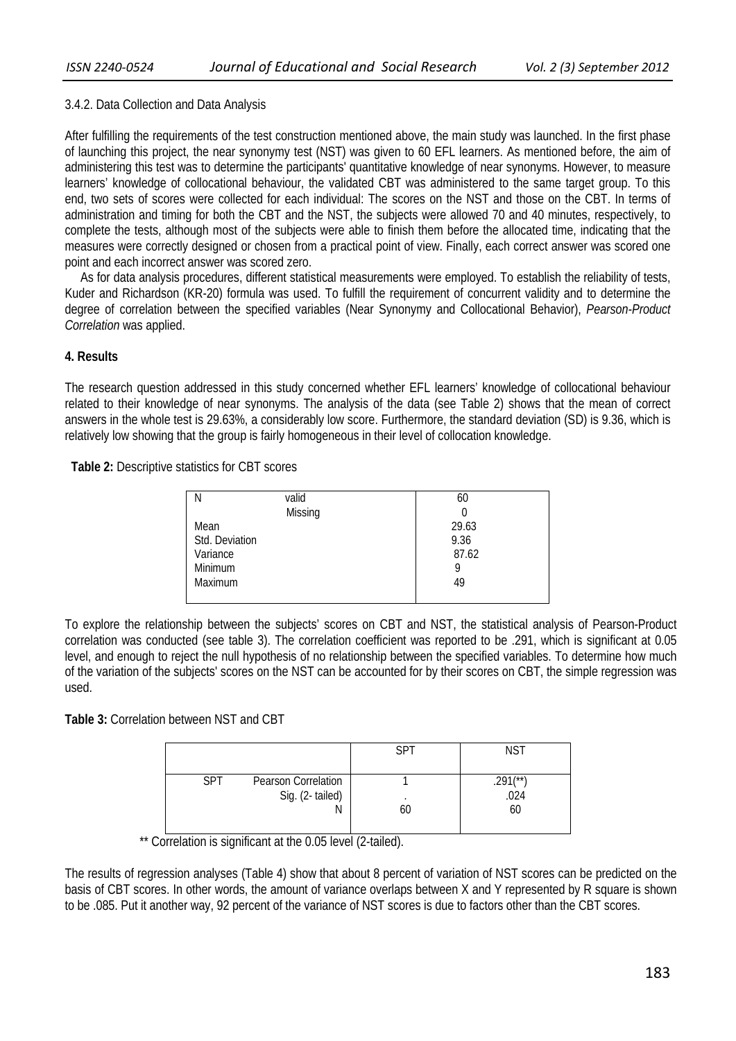3.4.2. Data Collection and Data Analysis

After fulfilling the requirements of the test construction mentioned above, the main study was launched. In the first phase of launching this project, the near synonymy test (NST) was given to 60 EFL learners. As mentioned before, the aim of administering this test was to determine the participants' quantitative knowledge of near synonyms. However, to measure learners' knowledge of collocational behaviour, the validated CBT was administered to the same target group. To this end, two sets of scores were collected for each individual: The scores on the NST and those on the CBT. In terms of administration and timing for both the CBT and the NST, the subjects were allowed 70 and 40 minutes, respectively, to complete the tests, although most of the subjects were able to finish them before the allocated time, indicating that the measures were correctly designed or chosen from a practical point of view. Finally, each correct answer was scored one point and each incorrect answer was scored zero.

As for data analysis procedures, different statistical measurements were employed. To establish the reliability of tests, Kuder and Richardson (KR-20) formula was used. To fulfill the requirement of concurrent validity and to determine the degree of correlation between the specified variables (Near Synonymy and Collocational Behavior), *Pearson-Product Correlation* was applied.

### 4. Results

The research question addressed in this study concerned whether EFL learners' knowledge of collocational behaviour related to their knowledge of near synonyms. The analysis of the data (see Table 2) shows that the mean of correct answers in the whole test is 29.63%, a considerably low score. Furthermore, the standard deviation (SD) is 9.36, which is relatively low showing that the group is fairly homogeneous in their level of collocation knowledge.

**Table 2:** Descriptive statistics for CBT scores

| | | |
|---|---|---|
| N | valid | 60 |
| | Missing | 0 |
| Mean | | 29.63 |
| Std. Deviation | | 9.36 |
| Variance | | 87.62 |
| Minimum | | 9 |
| Maximum | | 49 |

To explore the relationship between the subjects' scores on CBT and NST, the statistical analysis of Pearson-Product correlation was conducted (see table 3). The correlation coefficient was reported to be .291, which is significant at 0.05 level, and enough to reject the null hypothesis of no relationship between the specified variables. To determine how much of the variation of the subjects' scores on the NST can be accounted for by their scores on CBT, the simple regression was used.

**Table 3:** Correlation between NST and CBT

| | | SPT | NST |
|---|---|---|---|
| SPT | Pearson Correlation | 1 | .291(**) |
| | Sig. (2- tailed) | . | .024 |
| | N | 60 | 60 |

** Correlation is significant at the 0.05 level (2-tailed).

The results of regression analyses (Table 4) show that about 8 percent of variation of NST scores can be predicted on the basis of CBT scores. In other words, the amount of variance overlaps between X and Y represented by R square is shown to be .085. Put it another way, 92 percent of the variance of NST scores is due to factors other than the CBT scores.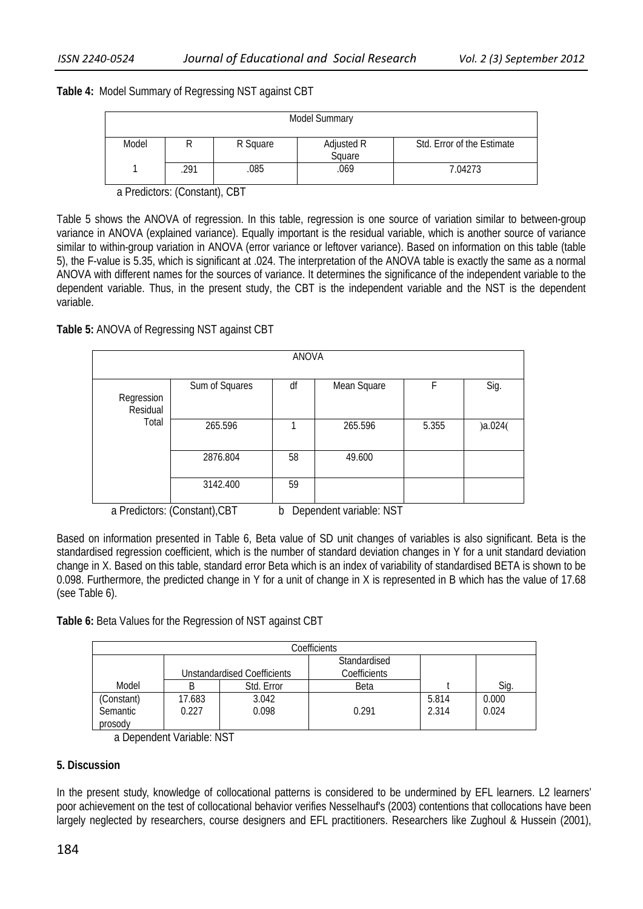**Table 4:** Model Summary of Regressing NST against CBT

| Model Summary | | | | |
|---|---|---|---|---|
| Model | R | R Square | Adjusted R Square | Std. Error of the Estimate |
| 1 | .291 | .085 | .069 | 7.04273 |

a Predictors: (Constant), CBT

Table 5 shows the ANOVA of regression. In this table, regression is one source of variation similar to between-group variance in ANOVA (explained variance). Equally important is the residual variable, which is another source of variance similar to within-group variation in ANOVA (error variance or leftover variance). Based on information on this table (table 5), the F-value is 5.35, which is significant at .024. The interpretation of the ANOVA table is exactly the same as a normal ANOVA with different names for the sources of variance. It determines the significance of the independent variable to the dependent variable. Thus, in the present study, the CBT is the independent variable and the NST is the dependent variable.

**Table 5:** ANOVA of Regressing NST against CBT

| ANOVA | | | | | |
|---|---|---|---|---|---|
| | Sum of Squares | df | Mean Square | F | Sig. |
| Regression | 265.596 | 1 | 265.596 | 5.355 | )a.024( |
| Residual | 2876.804 | 58 | 49.600 | | |
| Total | 3142.400 | 59 | | | |

a Predictors: (Constant),CBT b Dependent variable: NST

Based on information presented in Table 6, Beta value of SD unit changes of variables is also significant. Beta is the standardised regression coefficient, which is the number of standard deviation changes in Y for a unit standard deviation change in X. Based on this table, standard error Beta which is an index of variability of standardised BETA is shown to be 0.098. Furthermore, the predicted change in Y for a unit of change in X is represented in B which has the value of 17.68 (see Table 6).

**Table 6:** Beta Values for the Regression of NST against CBT

| Coefficients | | | | | |
|---|---|---|---|---|---|
| | Unstandardised Coefficients | | Standardised Coefficients | | |
| Model | B | Std. Error | Beta | t | Sig. |
| (Constant) | 17.683 | 3.042 | | 5.814 | 0.000 |
| Semantic prosody | 0.227 | 0.098 | 0.291 | 2.314 | 0.024 |

a Dependent Variable: NST

### 5. Discussion

In the present study, knowledge of collocational patterns is considered to be undermined by EFL learners. L2 learners' poor achievement on the test of collocational behavior verifies Nesselhauf's (2003) contentions that collocations have been largely neglected by researchers, course designers and EFL practitioners. Researchers like Zughoul & Hussein (2001),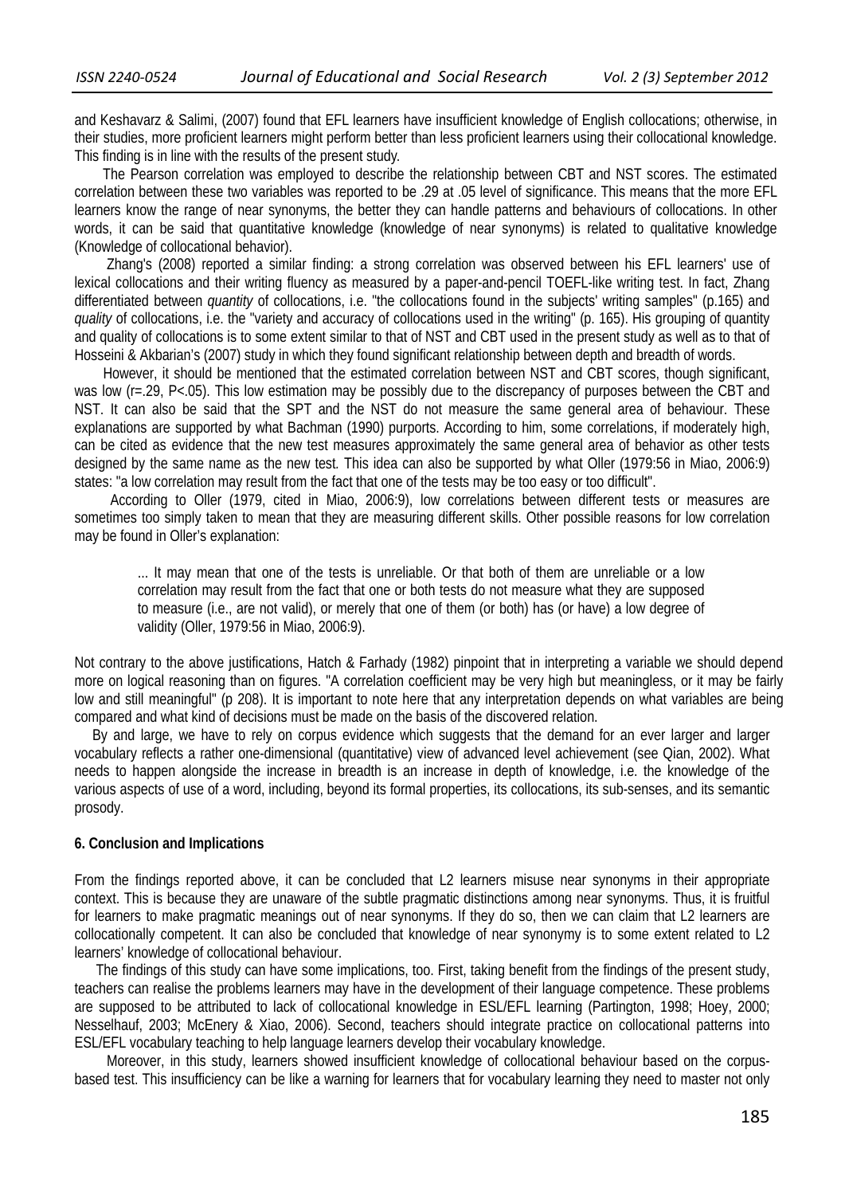and Keshavarz & Salimi, (2007) found that EFL learners have insufficient knowledge of English collocations; otherwise, in their studies, more proficient learners might perform better than less proficient learners using their collocational knowledge. This finding is in line with the results of the present study.

The Pearson correlation was employed to describe the relationship between CBT and NST scores. The estimated correlation between these two variables was reported to be .29 at .05 level of significance. This means that the more EFL learners know the range of near synonyms, the better they can handle patterns and behaviours of collocations. In other words, it can be said that quantitative knowledge (knowledge of near synonyms) is related to qualitative knowledge (Knowledge of collocational behavior).

Zhang's (2008) reported a similar finding: a strong correlation was observed between his EFL learners' use of lexical collocations and their writing fluency as measured by a paper-and-pencil TOEFL-like writing test. In fact, Zhang differentiated between *quantity* of collocations, i.e. "the collocations found in the subjects' writing samples" (p.165) and *quality* of collocations, i.e. the "variety and accuracy of collocations used in the writing" (p. 165). His grouping of quantity and quality of collocations is to some extent similar to that of NST and CBT used in the present study as well as to that of Hosseini & Akbarian's (2007) study in which they found significant relationship between depth and breadth of words.

However, it should be mentioned that the estimated correlation between NST and CBT scores, though significant, was low ($r=.29$, $P<.05$). This low estimation may be possibly due to the discrepancy of purposes between the CBT and NST. It can also be said that the SPT and the NST do not measure the same general area of behaviour. These explanations are supported by what Bachman (1990) purports. According to him, some correlations, if moderately high, can be cited as evidence that the new test measures approximately the same general area of behavior as other tests designed by the same name as the new test. This idea can also be supported by what Oller (1979:56 in Miao, 2006:9) states: "a low correlation may result from the fact that one of the tests may be too easy or too difficult".

According to Oller (1979, cited in Miao, 2006:9), low correlations between different tests or measures are sometimes too simply taken to mean that they are measuring different skills. Other possible reasons for low correlation may be found in Oller's explanation:

> ... It may mean that one of the tests is unreliable. Or that both of them are unreliable or a low correlation may result from the fact that one or both tests do not measure what they are supposed to measure (i.e., are not valid), or merely that one of them (or both) has (or have) a low degree of validity (Oller, 1979:56 in Miao, 2006:9).

Not contrary to the above justifications, Hatch & Farhady (1982) pinpoint that in interpreting a variable we should depend more on logical reasoning than on figures. "A correlation coefficient may be very high but meaningless, or it may be fairly low and still meaningful" (p 208). It is important to note here that any interpretation depends on what variables are being compared and what kind of decisions must be made on the basis of the discovered relation.

By and large, we have to rely on corpus evidence which suggests that the demand for an ever larger and larger vocabulary reflects a rather one-dimensional (quantitative) view of advanced level achievement (see Qian, 2002). What needs to happen alongside the increase in breadth is an increase in depth of knowledge, i.e. the knowledge of the various aspects of use of a word, including, beyond its formal properties, its collocations, its sub-senses, and its semantic prosody.

## 6. Conclusion and Implications

From the findings reported above, it can be concluded that L2 learners misuse near synonyms in their appropriate context. This is because they are unaware of the subtle pragmatic distinctions among near synonyms. Thus, it is fruitful for learners to make pragmatic meanings out of near synonyms. If they do so, then we can claim that L2 learners are collocationally competent. It can also be concluded that knowledge of near synonymy is to some extent related to L2 learners' knowledge of collocational behaviour.

The findings of this study can have some implications, too. First, taking benefit from the findings of the present study, teachers can realise the problems learners may have in the development of their language competence. These problems are supposed to be attributed to lack of collocational knowledge in ESL/EFL learning (Partington, 1998; Hoey, 2000; Nesselhauf, 2003; McEnery & Xiao, 2006). Second, teachers should integrate practice on collocational patterns into ESL/EFL vocabulary teaching to help language learners develop their vocabulary knowledge.

Moreover, in this study, learners showed insufficient knowledge of collocational behaviour based on the corpus-based test. This insufficiency can be like a warning for learners that for vocabulary learning they need to master not only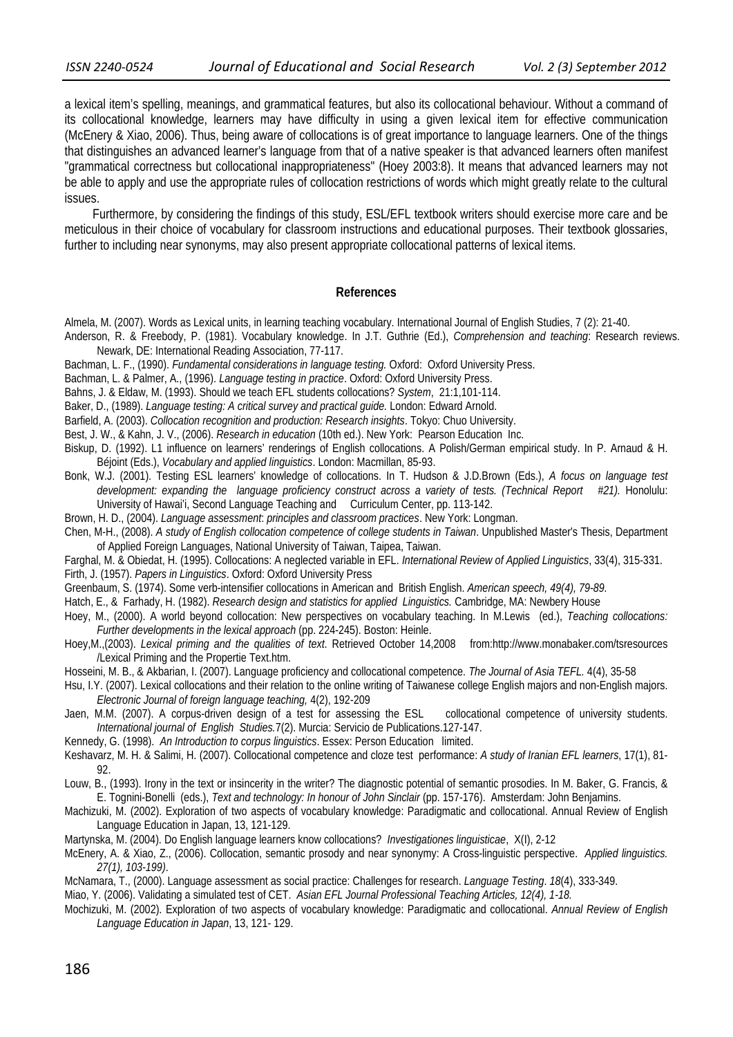a lexical item's spelling, meanings, and grammatical features, but also its collocational behaviour. Without a command of its collocational knowledge, learners may have difficulty in using a given lexical item for effective communication (McEnery & Xiao, 2006). Thus, being aware of collocations is of great importance to language learners. One of the things that distinguishes an advanced learner's language from that of a native speaker is that advanced learners often manifest "grammatical correctness but collocational inappropriateness" (Hoey 2003:8). It means that advanced learners may not be able to apply and use the appropriate rules of collocation restrictions of words which might greatly relate to the cultural issues.

Furthermore, by considering the findings of this study, ESL/EFL textbook writers should exercise more care and be meticulous in their choice of vocabulary for classroom instructions and educational purposes. Their textbook glossaries, further to including near synonyms, may also present appropriate collocational patterns of lexical items.

## References

Almela, M. (2007). Words as Lexical units, in learning teaching vocabulary. International Journal of English Studies, 7 (2): 21-40.

Anderson, R. & Freebody, P. (1981). Vocabulary knowledge. In J.T. Guthrie (Ed.), *Comprehension and teaching*: Research reviews. Newark, DE: International Reading Association, 77-117.

Bachman, L. F., (1990). *Fundamental considerations in language testing.* Oxford: Oxford University Press.

Bachman, L. & Palmer, A., (1996). *Language testing in practice*. Oxford: Oxford University Press.

Bahns, J. & Eldaw, M. (1993). Should we teach EFL students collocations? *System*, 21:1,101-114.

Baker, D., (1989). *Language testing: A critical survey and practical guide.* London: Edward Arnold.

Barfield, A. (2003). *Collocation recognition and production: Research insights*. Tokyo: Chuo University.

Best, J. W., & Kahn, J. V., (2006). *Research in education* (10th ed.). New York: Pearson Education Inc.

Biskup, D. (1992). L1 influence on learners' renderings of English collocations. A Polish/German empirical study. In P. Arnaud & H. Béjoint (Eds.), *Vocabulary and applied linguistics*. London: Macmillan, 85-93.

Bonk, W.J. (2001). Testing ESL learners' knowledge of collocations. In T. Hudson & J.D.Brown (Eds.), *A focus on language test development: expanding the language proficiency construct across a variety of tests. (Technical Report #21).* Honolulu: University of Hawai'i, Second Language Teaching and Curriculum Center, pp. 113-142.

Brown, H. D., (2004). *Language assessment*: *principles and classroom practices*. New York: Longman.

Chen, M-H., (2008). *A study of English collocation competence of college students in Taiwan*. Unpublished Master's Thesis, Department of Applied Foreign Languages, National University of Taiwan, Taipea, Taiwan.

Farghal, M. & Obiedat, H. (1995). Collocations: A neglected variable in EFL. *International Review of Applied Linguistics*, 33(4), 315-331.

Firth, J. (1957). *Papers in Linguistics*. Oxford: Oxford University Press

Greenbaum, S. (1974). Some verb-intensifier collocations in American and British English. *American speech, 49(4), 79-89.*

Hatch, E., & Farhady, H. (1982). *Research design and statistics for applied Linguistics.* Cambridge, MA: Newbery House

Hoey, M., (2000). A world beyond collocation: New perspectives on vocabulary teaching. In M.Lewis (ed.), *Teaching collocations: Further developments in the lexical approach* (pp. 224-245). Boston: Heinle.

Hoey,M.,(2003). *Lexical priming and the qualities of text*. Retrieved October 14,2008 from:http://www.monabaker.com/tsresources /Lexical Priming and the Propertie Text.htm.

Hosseini, M. B., & Akbarian, I. (2007). Language proficiency and collocational competence. *The Journal of Asia TEFL.* 4(4), 35-58

Hsu, I.Y. (2007). Lexical collocations and their relation to the online writing of Taiwanese college English majors and non-English majors. *Electronic Journal of foreign language teaching,* 4(2), 192-209

Jaen, M.M. (2007). A corpus-driven design of a test for assessing the ESL collocational competence of university students. *International journal of English Studies.*7(2). Murcia: Servicio de Publications.127-147.

Kennedy, G. (1998). *An Introduction to corpus linguistics*. Essex: Person Education limited.

Keshavarz, M. H. & Salimi, H. (2007). Collocational competence and cloze test performance: *A study of Iranian EFL learners*, 17(1), 81-92.

Louw, B., (1993). Irony in the text or insincerity in the writer? The diagnostic potential of semantic prosodies. In M. Baker, G. Francis, & E. Tognini-Bonelli (eds.), *Text and technology: In honour of John Sinclair* (pp. 157-176). Amsterdam: John Benjamins.

Machizuki, M. (2002). Exploration of two aspects of vocabulary knowledge: Paradigmatic and collocational. Annual Review of English Language Education in Japan, 13, 121-129.

Martynska, M. (2004). Do English language learners know collocations? *Investigationes linguisticae*, X(I), 2-12

McEnery, A. & Xiao, Z., (2006). Collocation, semantic prosody and near synonymy: A Cross-linguistic perspective. *Applied linguistics. 27(1), 103-199)*.

McNamara, T., (2000). Language assessment as social practice: Challenges for research. *Language Testing*. *18*(4), 333-349.

Miao, Y. (2006). Validating a simulated test of CET. *Asian EFL Journal Professional Teaching Articles, 12(4), 1-18.*

Mochizuki, M. (2002). Exploration of two aspects of vocabulary knowledge: Paradigmatic and collocational. *Annual Review of English Language Education in Japan*, 13, 121- 129.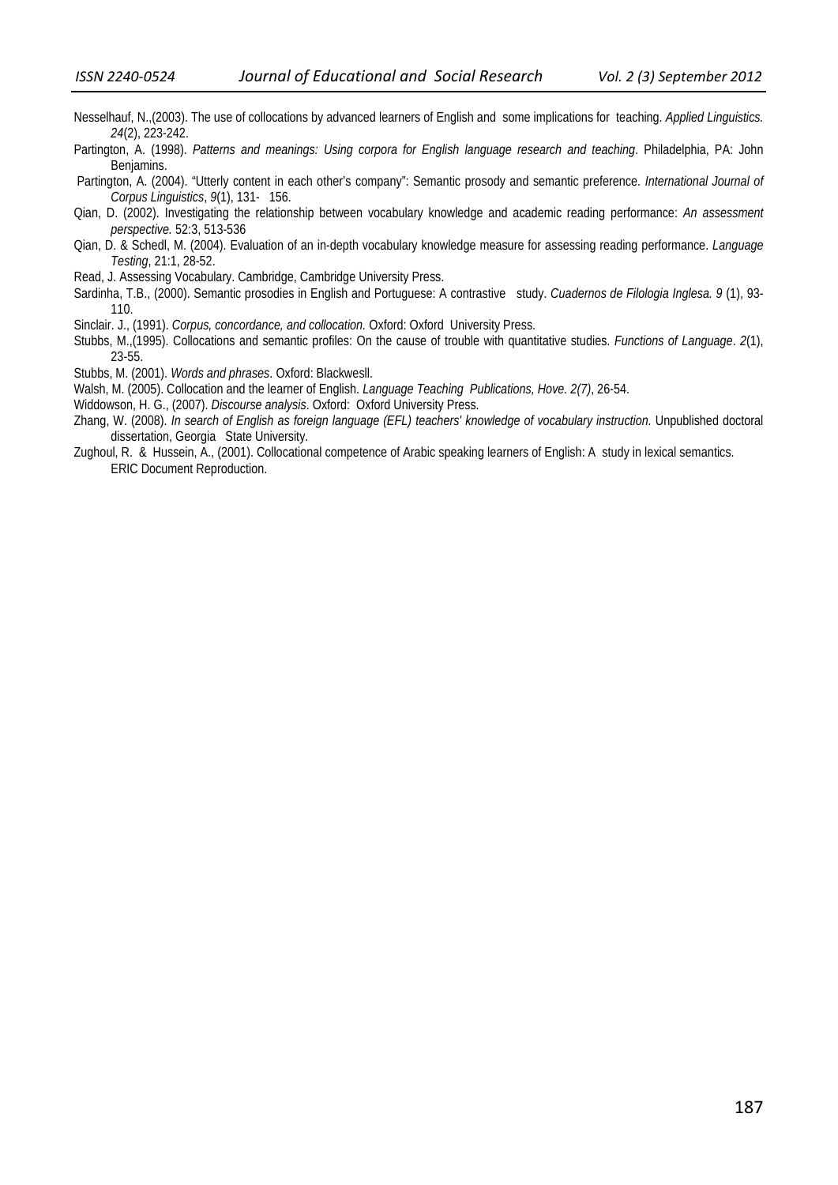Nesselhauf, N.,(2003). The use of collocations by advanced learners of English and some implications for teaching. *Applied Linguistics. 24*(2), 223-242.

Partington, A. (1998). *Patterns and meanings: Using corpora for English language research and teaching*. Philadelphia, PA: John Benjamins.

Partington, A. (2004). "Utterly content in each other's company": Semantic prosody and semantic preference. *International Journal of Corpus Linguistics*, *9*(1), 131- 156.

Qian, D. (2002). Investigating the relationship between vocabulary knowledge and academic reading performance: *An assessment perspective.* 52:3, 513-536

Qian, D. & Schedl, M. (2004). Evaluation of an in-depth vocabulary knowledge measure for assessing reading performance. *Language Testing*, 21:1, 28-52.

Read, J. Assessing Vocabulary. Cambridge, Cambridge University Press.

Sardinha, T.B., (2000). Semantic prosodies in English and Portuguese: A contrastive study. *Cuadernos de Filologia Inglesa. 9* (1), 93-110.

Sinclair. J., (1991). *Corpus, concordance, and collocation.* Oxford: Oxford University Press.

Stubbs, M.,(1995). Collocations and semantic profiles: On the cause of trouble with quantitative studies. *Functions of Language*. *2*(1), 23-55.

Stubbs, M. (2001). *Words and phrases*. Oxford: Blackwesll.

Walsh, M. (2005). Collocation and the learner of English. *Language Teaching Publications, Hove. 2(7)*, 26-54.

Widdowson, H. G., (2007). *Discourse analysis*. Oxford: Oxford University Press.

Zhang, W. (2008). *In search of English as foreign language (EFL) teachers' knowledge of vocabulary instruction.* Unpublished doctoral dissertation, Georgia State University.

Zughoul, R. & Hussein, A., (2001). Collocational competence of Arabic speaking learners of English: A study in lexical semantics. ERIC Document Reproduction.